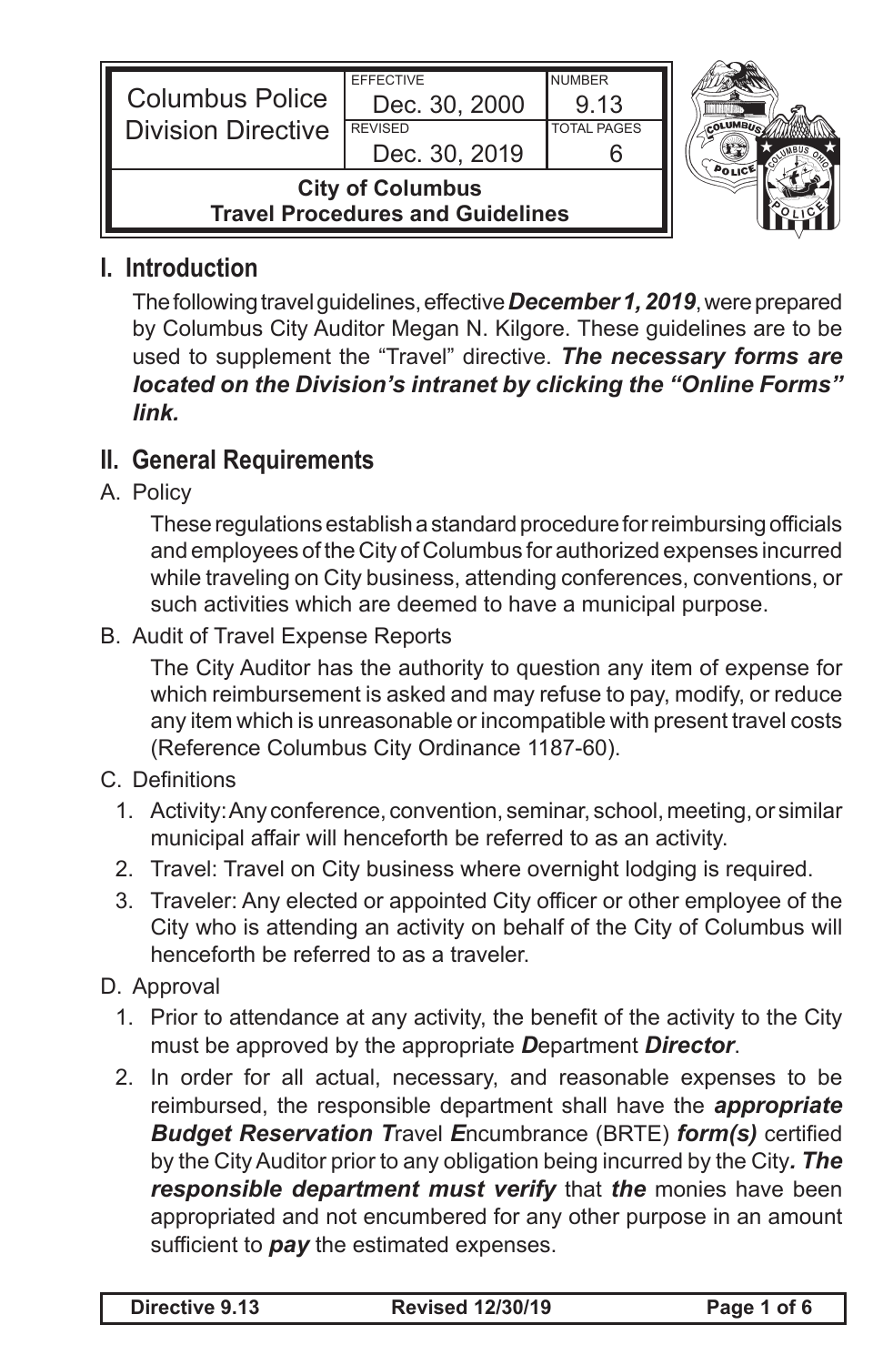| Columbus Police Division Directive | EFFECTIVE Dec. 30, 2000 | NUMBER 9.13 |
| --- | --- | --- |
| | REVISED Dec. 30, 2019 | TOTAL PAGES 6 |
| **City of Columbus Travel Procedures and Guidelines** | | |

## I. Introduction

The following travel guidelines, effective ***December 1, 2019***, were prepared by Columbus City Auditor Megan N. Kilgore. These guidelines are to be used to supplement the "Travel" directive. ***The necessary forms are located on the Division's intranet by clicking the "Online Forms" link.***

## II. General Requirements

A. Policy

These regulations establish a standard procedure for reimbursing officials and employees of the City of Columbus for authorized expenses incurred while traveling on City business, attending conferences, conventions, or such activities which are deemed to have a municipal purpose.

B. Audit of Travel Expense Reports

The City Auditor has the authority to question any item of expense for which reimbursement is asked and may refuse to pay, modify, or reduce any item which is unreasonable or incompatible with present travel costs (Reference Columbus City Ordinance 1187-60).

C. Definitions

1. Activity: Any conference, convention, seminar, school, meeting, or similar municipal affair will henceforth be referred to as an activity.
2. Travel: Travel on City business where overnight lodging is required.
3. Traveler: Any elected or appointed City officer or other employee of the City who is attending an activity on behalf of the City of Columbus will henceforth be referred to as a traveler.

D. Approval

1. Prior to attendance at any activity, the benefit of the activity to the City must be approved by the appropriate ***D***epartment ***Director***.
2. In order for all actual, necessary, and reasonable expenses to be reimbursed, the responsible department shall have the ***appropriate Budget Reservation T***ravel ***E***ncumbrance (BRTE) ***form(s)*** certified by the City Auditor prior to any obligation being incurred by the City***. The responsible department must verify*** that ***the*** monies have been appropriated and not encumbered for any other purpose in an amount sufficient to ***pay*** the estimated expenses.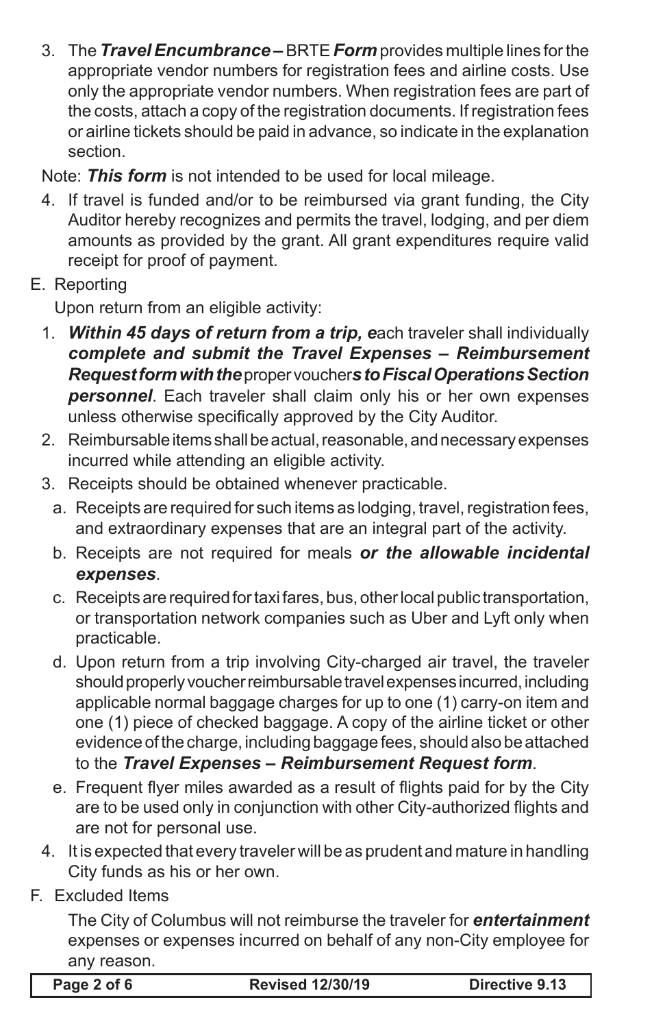3. The ***Travel Encumbrance –*** BRTE ***Form*** provides multiple lines for the appropriate vendor numbers for registration fees and airline costs. Use only the appropriate vendor numbers. When registration fees are part of the costs, attach a copy of the registration documents. If registration fees or airline tickets should be paid in advance, so indicate in the explanation section.

Note: ***This form*** is not intended to be used for local mileage.

4. If travel is funded and/or to be reimbursed via grant funding, the City Auditor hereby recognizes and permits the travel, lodging, and per diem amounts as provided by the grant. All grant expenditures require valid receipt for proof of payment.

E. Reporting

Upon return from an eligible activity:

1. ***Within 45 days of return from a trip, e***ach traveler shall individually ***complete and submit the Travel Expenses – Reimbursement Request form with the*** proper voucher***s to Fiscal Operations Section personnel***. Each traveler shall claim only his or her own expenses unless otherwise specifically approved by the City Auditor.
2. Reimbursable items shall be actual, reasonable, and necessary expenses incurred while attending an eligible activity.
3. Receipts should be obtained whenever practicable.
   a. Receipts are required for such items as lodging, travel, registration fees, and extraordinary expenses that are an integral part of the activity.
   b. Receipts are not required for meals ***or the allowable incidental expenses***.
   c. Receipts are required for taxi fares, bus, other local public transportation, or transportation network companies such as Uber and Lyft only when practicable.
   d. Upon return from a trip involving City-charged air travel, the traveler should properly voucher reimbursable travel expenses incurred, including applicable normal baggage charges for up to one (1) carry-on item and one (1) piece of checked baggage. A copy of the airline ticket or other evidence of the charge, including baggage fees, should also be attached to the ***Travel Expenses – Reimbursement Request form***.
   e. Frequent flyer miles awarded as a result of flights paid for by the City are to be used only in conjunction with other City-authorized flights and are not for personal use.
4. It is expected that every traveler will be as prudent and mature in handling City funds as his or her own.

F. Excluded Items

The City of Columbus will not reimburse the traveler for ***entertainment*** expenses or expenses incurred on behalf of any non-City employee for any reason.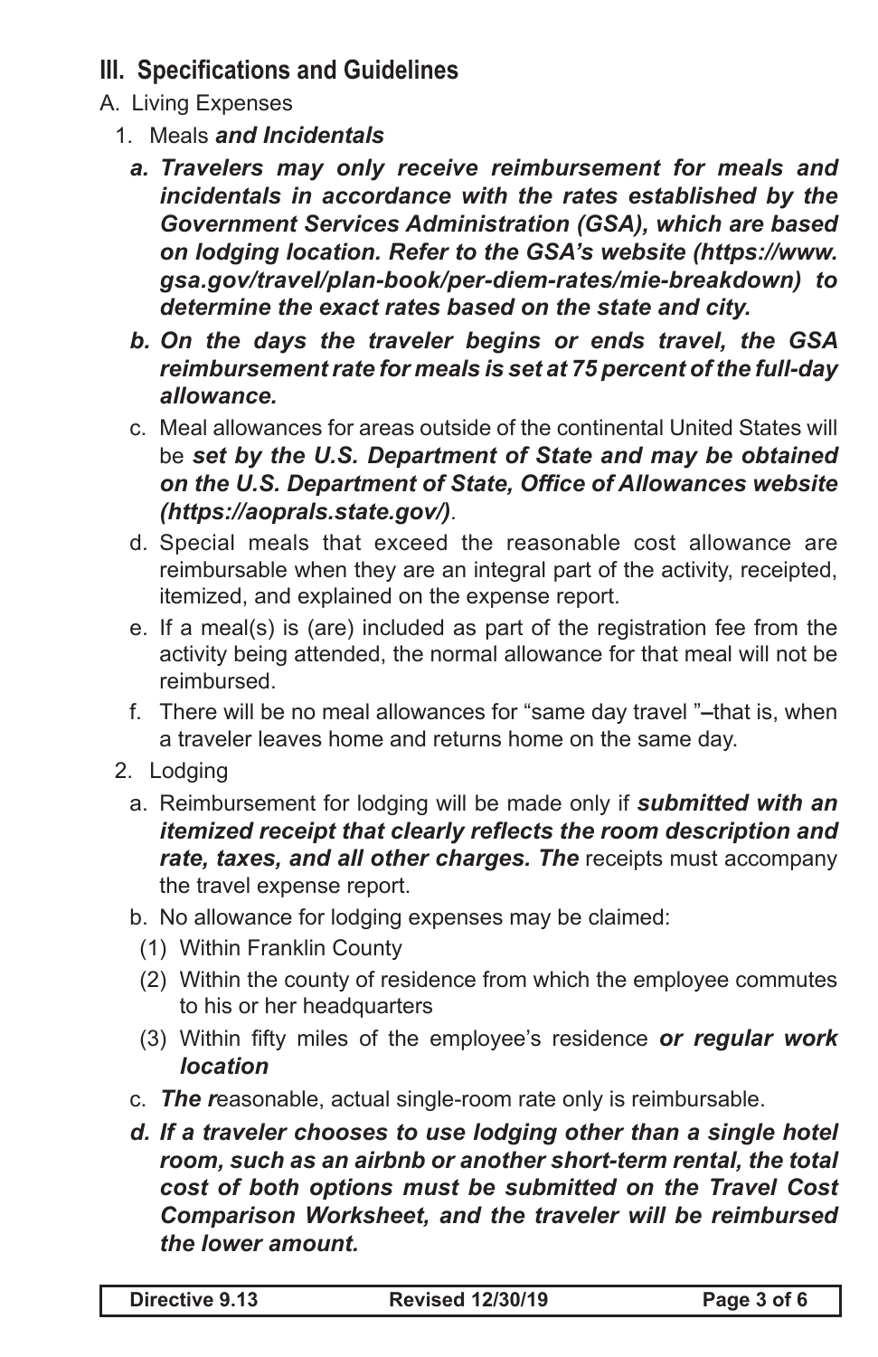## III. Specifications and Guidelines

A. Living Expenses

1. Meals ***and Incidentals***

   ***a. Travelers may only receive reimbursement for meals and incidentals in accordance with the rates established by the Government Services Administration (GSA), which are based on lodging location. Refer to the GSA's website (https://www.gsa.gov/travel/plan-book/per-diem-rates/mie-breakdown) to determine the exact rates based on the state and city.***

   ***b. On the days the traveler begins or ends travel, the GSA reimbursement rate for meals is set at 75 percent of the full-day allowance.***

   c. Meal allowances for areas outside of the continental United States will be ***set by the U.S. Department of State and may be obtained on the U.S. Department of State, Office of Allowances website (https://aoprals.state.gov/)***.

   d. Special meals that exceed the reasonable cost allowance are reimbursable when they are an integral part of the activity, receipted, itemized, and explained on the expense report.

   e. If a meal(s) is (are) included as part of the registration fee from the activity being attended, the normal allowance for that meal will not be reimbursed.

   f. There will be no meal allowances for "same day travel "–that is, when a traveler leaves home and returns home on the same day.

2. Lodging

   a. Reimbursement for lodging will be made only if ***submitted with an itemized receipt that clearly reflects the room description and rate, taxes, and all other charges. The*** receipts must accompany the travel expense report.

   b. No allowance for lodging expenses may be claimed:

      (1) Within Franklin County

      (2) Within the county of residence from which the employee commutes to his or her headquarters

      (3) Within fifty miles of the employee's residence ***or regular work location***

   c. ***The r***easonable, actual single-room rate only is reimbursable.

   ***d. If a traveler chooses to use lodging other than a single hotel room, such as an airbnb or another short-term rental, the total cost of both options must be submitted on the Travel Cost Comparison Worksheet, and the traveler will be reimbursed the lower amount.***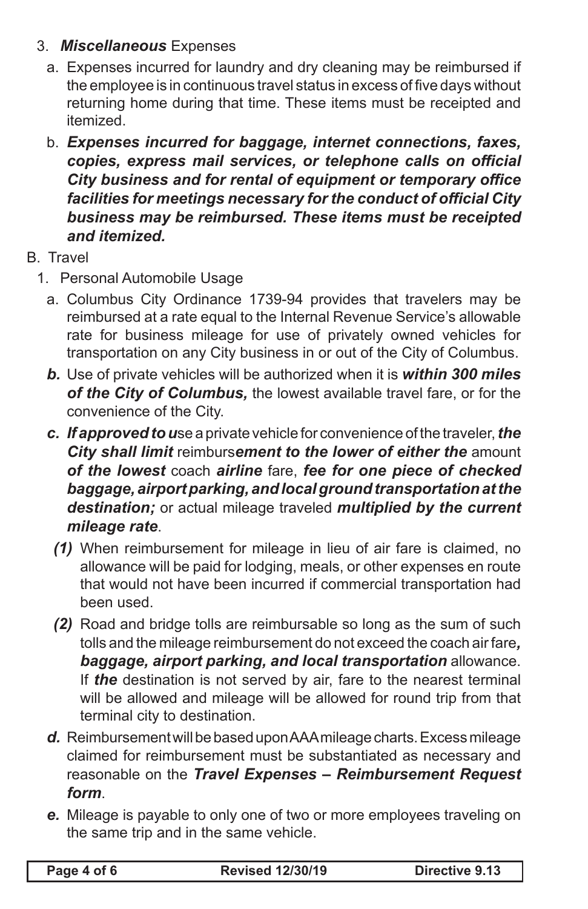3. ***Miscellaneous*** Expenses

   a. Expenses incurred for laundry and dry cleaning may be reimbursed if the employee is in continuous travel status in excess of five days without returning home during that time. These items must be receipted and itemized.

   b. ***Expenses incurred for baggage, internet connections, faxes, copies, express mail services, or telephone calls on official City business and for rental of equipment or temporary office facilities for meetings necessary for the conduct of official City business may be reimbursed. These items must be receipted and itemized.***

B. Travel

1. Personal Automobile Usage

   a. Columbus City Ordinance 1739-94 provides that travelers may be reimbursed at a rate equal to the Internal Revenue Service's allowable rate for business mileage for use of privately owned vehicles for transportation on any City business in or out of the City of Columbus.

   ***b.*** Use of private vehicles will be authorized when it is ***within 300 miles of the City of Columbus,*** the lowest available travel fare, or for the convenience of the City.

   ***c. If approved to u***se a private vehicle for convenience of the traveler, ***the City shall limit*** reimburs***ement to the lower of either the*** amount ***of the lowest*** coach ***airline*** fare, ***fee for one piece of checked baggage, airport parking, and local ground transportation at the destination;*** or actual mileage traveled ***multiplied by the current mileage rate***.

   ***(1)*** When reimbursement for mileage in lieu of air fare is claimed, no allowance will be paid for lodging, meals, or other expenses en route that would not have been incurred if commercial transportation had been used.

   ***(2)*** Road and bridge tolls are reimbursable so long as the sum of such tolls and the mileage reimbursement do not exceed the coach air fare***, baggage, airport parking, and local transportation*** allowance. If ***the*** destination is not served by air, fare to the nearest terminal will be allowed and mileage will be allowed for round trip from that terminal city to destination.

   ***d.*** Reimbursement will be based upon AAA mileage charts. Excess mileage claimed for reimbursement must be substantiated as necessary and reasonable on the ***Travel Expenses – Reimbursement Request form***.

   ***e.*** Mileage is payable to only one of two or more employees traveling on the same trip and in the same vehicle.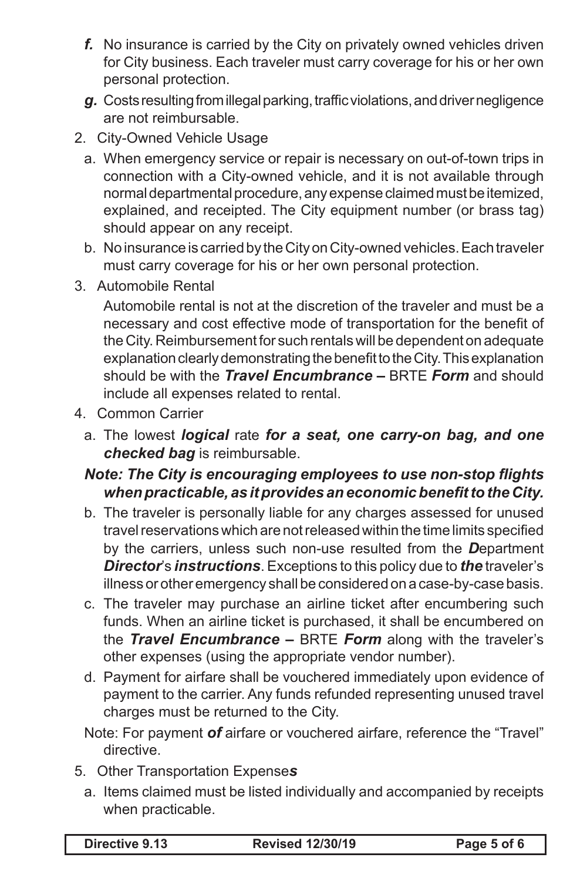*f.* No insurance is carried by the City on privately owned vehicles driven for City business. Each traveler must carry coverage for his or her own personal protection.

*g.* Costs resulting from illegal parking, traffic violations, and driver negligence are not reimbursable.

2. City-Owned Vehicle Usage

   a. When emergency service or repair is necessary on out-of-town trips in connection with a City-owned vehicle, and it is not available through normal departmental procedure, any expense claimed must be itemized, explained, and receipted. The City equipment number (or brass tag) should appear on any receipt.

   b. No insurance is carried by the City on City-owned vehicles. Each traveler must carry coverage for his or her own personal protection.

3. Automobile Rental

   Automobile rental is not at the discretion of the traveler and must be a necessary and cost effective mode of transportation for the benefit of the City. Reimbursement for such rentals will be dependent on adequate explanation clearly demonstrating the benefit to the City. This explanation should be with the ***Travel Encumbrance –*** BRTE ***Form*** and should include all expenses related to rental.

4. Common Carrier

   a. The lowest ***logical*** rate ***for a seat, one carry-on bag, and one checked bag*** is reimbursable.

   ***Note: The City is encouraging employees to use non-stop flights when practicable, as it provides an economic benefit to the City.***

   b. The traveler is personally liable for any charges assessed for unused travel reservations which are not released within the time limits specified by the carriers, unless such non-use resulted from the ***D***epartment ***Director***'s ***instructions***. Exceptions to this policy due to ***the*** traveler's illness or other emergency shall be considered on a case-by-case basis.

   c. The traveler may purchase an airline ticket after encumbering such funds. When an airline ticket is purchased, it shall be encumbered on the ***Travel Encumbrance –*** BRTE ***Form*** along with the traveler's other expenses (using the appropriate vendor number).

   d. Payment for airfare shall be vouchered immediately upon evidence of payment to the carrier. Any funds refunded representing unused travel charges must be returned to the City.

   Note: For payment ***of*** airfare or vouchered airfare, reference the "Travel" directive.

5. Other Transportation Expense***s***

   a. Items claimed must be listed individually and accompanied by receipts when practicable.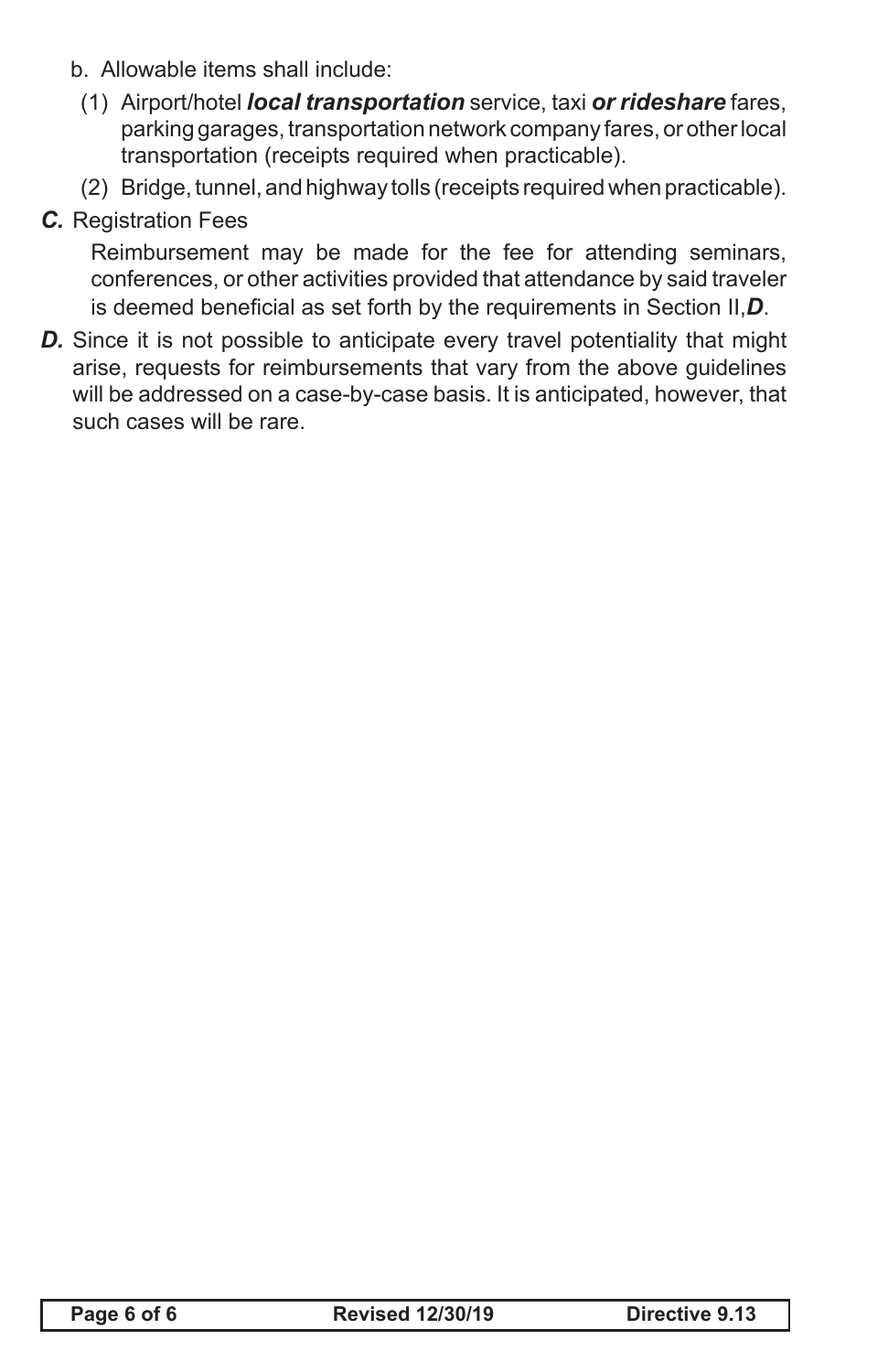b. Allowable items shall include:

   (1) Airport/hotel ***local transportation*** service, taxi ***or rideshare*** fares, parking garages, transportation network company fares, or other local transportation (receipts required when practicable).

   (2) Bridge, tunnel, and highway tolls (receipts required when practicable).

***C.*** Registration Fees

Reimbursement may be made for the fee for attending seminars, conferences, or other activities provided that attendance by said traveler is deemed beneficial as set forth by the requirements in Section II,***D***.

***D.*** Since it is not possible to anticipate every travel potentiality that might arise, requests for reimbursements that vary from the above guidelines will be addressed on a case-by-case basis. It is anticipated, however, that such cases will be rare.